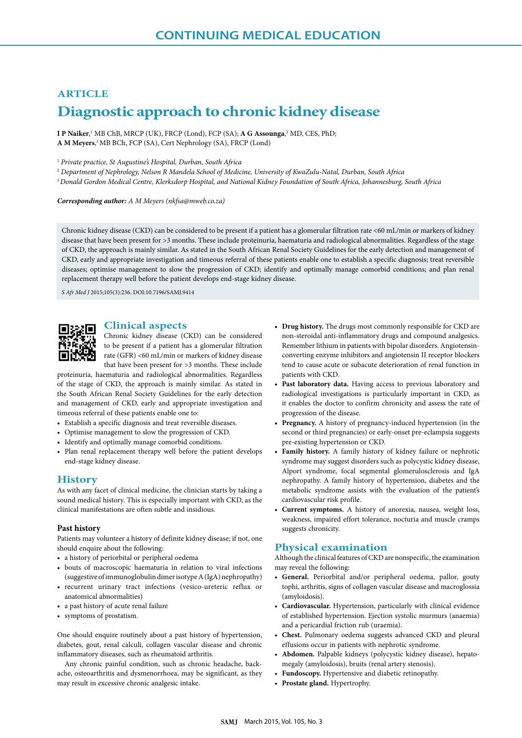# ARTICLE

# Diagnostic approach to chronic kidney disease

**I P Naiker**,[1] MB ChB, MRCP (UK), FRCP (Lond), FCP (SA); **A G Assounga**,[2] MD, CES, PhD; **A M Meyers**,[3] MB BCh, FCP (SA), Cert Nephrology (SA), FRCP (Lond)

[1] *Private practice, St Augustine's Hospital, Durban, South Africa*
[2] *Department of Nephrology, Nelson R Mandela School of Medicine, University of KwaZulu-Natal, Durban, South Africa*
[3] *Donald Gordon Medical Centre, Klerksdorp Hospital, and National Kidney Foundation of South Africa, Johannesburg, South Africa*

***Corresponding author:*** *A M Meyers (nkfsa@mweb.co.za)*

Chronic kidney disease (CKD) can be considered to be present if a patient has a glomerular filtration rate <60 mL/min or markers of kidney disease that have been present for >3 months. These include proteinuria, haematuria and radiological abnormalities. Regardless of the stage of CKD, the approach is mainly similar. As stated in the South African Renal Society Guidelines for the early detection and management of CKD, early and appropriate investigation and timeous referral of these patients enable one to establish a specific diagnosis; treat reversible diseases; optimise management to slow the progression of CKD; identify and optimally manage comorbid conditions; and plan renal replacement therapy well before the patient develops end-stage kidney disease.

*S Afr Med J* 2015;105(3):236. DOI:10.7196/SAMJ.9414

## Clinical aspects

Chronic kidney disease (CKD) can be considered to be present if a patient has a glomerular filtration rate (GFR) <60 mL/min or markers of kidney disease that have been present for >3 months. These include proteinuria, haematuria and radiological abnormalities. Regardless of the stage of CKD, the approach is mainly similar. As stated in the South African Renal Society Guidelines for the early detection and management of CKD, early and appropriate investigation and timeous referral of these patients enable one to:

- Establish a specific diagnosis and treat reversible diseases.
- Optimise management to slow the progression of CKD.
- Identify and optimally manage comorbid conditions.
- Plan renal replacement therapy well before the patient develops end-stage kidney disease.

## History

As with any facet of clinical medicine, the clinician starts by taking a sound medical history. This is especially important with CKD, as the clinical manifestations are often subtle and insidious.

### Past history

Patients may volunteer a history of definite kidney disease; if not, one should enquire about the following:

- a history of periorbital or peripheral oedema
- bouts of macroscopic haematuria in relation to viral infections (suggestive of immunoglobulin dimer isotype A (IgA) nephropathy)
- recurrent urinary tract infections (vesico-ureteric reflux or anatomical abnormalities)
- a past history of acute renal failure
- symptoms of prostatism.

One should enquire routinely about a past history of hypertension, diabetes, gout, renal calculi, collagen vascular disease and chronic inflammatory diseases, such as rheumatoid arthritis.

Any chronic painful condition, such as chronic headache, backache, osteoarthritis and dysmenorrhoea, may be significant, as they may result in excessive chronic analgesic intake.

- **Drug history.** The drugs most commonly responsible for CKD are non-steroidal anti-inflammatory drugs and compound analgesics. Remember lithium in patients with bipolar disorders. Angiotensin-converting enzyme inhibitors and angiotensin II receptor blockers tend to cause acute or subacute deterioration of renal function in patients with CKD.
- **Past laboratory data.** Having access to previous laboratory and radiological investigations is particularly important in CKD, as it enables the doctor to confirm chronicity and assess the rate of progression of the disease.
- **Pregnancy.** A history of pregnancy-induced hypertension (in the second or third pregnancies) or early-onset pre-eclampsia suggests pre-existing hypertension or CKD.
- **Family history.** A family history of kidney failure or nephrotic syndrome may suggest disorders such as polycystic kidney disease, Alport syndrome, focal segmental glomerulosclerosis and IgA nephropathy. A family history of hypertension, diabetes and the metabolic syndrome assists with the evaluation of the patient's cardiovascular risk profile.
- **Current symptoms.** A history of anorexia, nausea, weight loss, weakness, impaired effort tolerance, nocturia and muscle cramps suggests chronicity.

## Physical examination

Although the clinical features of CKD are nonspecific, the examination may reveal the following:

- **General.** Periorbital and/or peripheral oedema, pallor, gouty tophi, arthritis, signs of collagen vascular disease and macroglossia (amyloidosis).
- **Cardiovascular.** Hypertension, particularly with clinical evidence of established hypertension. Ejection systolic murmurs (anaemia) and a pericardial friction rub (uraemia).
- **Chest.** Pulmonary oedema suggests advanced CKD and pleural effusions occur in patients with nephrotic syndrome.
- **Abdomen.** Palpable kidneys (polycystic kidney disease), hepatomegaly (amyloidosis), bruits (renal artery stenosis).
- **Fundoscopy.** Hypertensive and diabetic retinopathy.
- **Prostate gland.** Hypertrophy.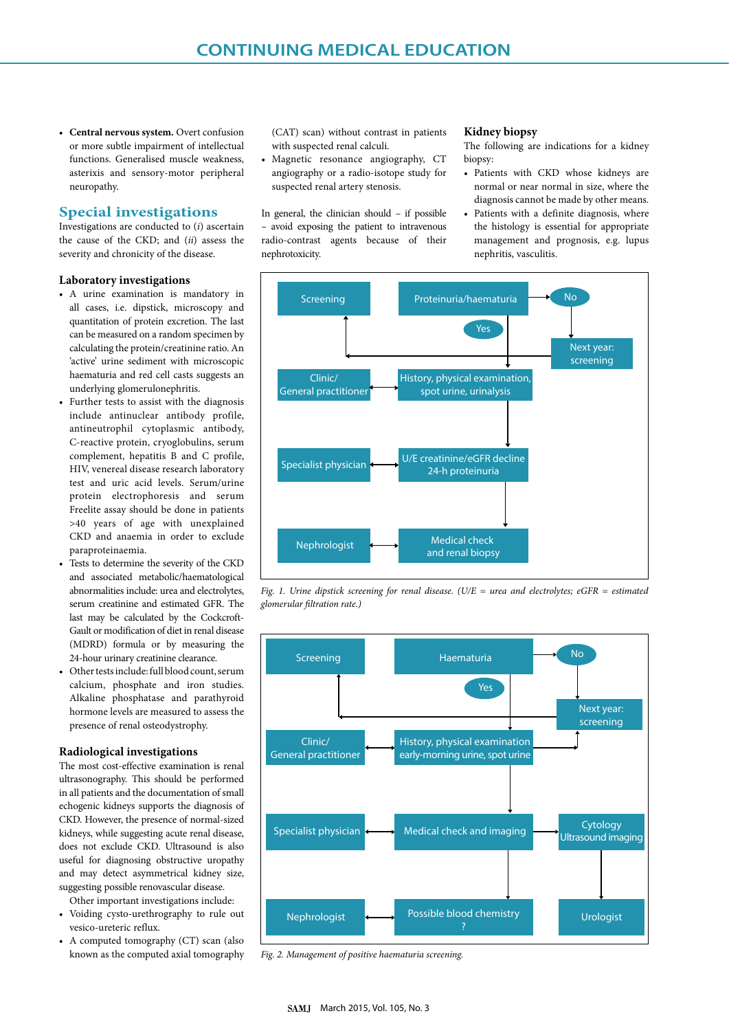- **Central nervous system.** Overt confusion or more subtle impairment of intellectual functions. Generalised muscle weakness, asterixis and sensory-motor peripheral neuropathy.

## Special investigations

Investigations are conducted to (*i*) ascertain the cause of the CKD; and (*ii*) assess the severity and chronicity of the disease.

### Laboratory investigations

- A urine examination is mandatory in all cases, i.e. dipstick, microscopy and quantitation of protein excretion. The last can be measured on a random specimen by calculating the protein/creatinine ratio. An 'active' urine sediment with microscopic haematuria and red cell casts suggests an underlying glomerulonephritis.
- Further tests to assist with the diagnosis include antinuclear antibody profile, antineutrophil cytoplasmic antibody, C-reactive protein, cryoglobulins, serum complement, hepatitis B and C profile, HIV, venereal disease research laboratory test and uric acid levels. Serum/urine protein electrophoresis and serum Freelite assay should be done in patients >40 years of age with unexplained CKD and anaemia in order to exclude paraproteinaemia.
- Tests to determine the severity of the CKD and associated metabolic/haematological abnormalities include: urea and electrolytes, serum creatinine and estimated GFR. The last may be calculated by the Cockcroft-Gault or modification of diet in renal disease (MDRD) formula or by measuring the 24-hour urinary creatinine clearance.
- Other tests include: full blood count, serum calcium, phosphate and iron studies. Alkaline phosphatase and parathyroid hormone levels are measured to assess the presence of renal osteodystrophy.

### Radiological investigations

The most cost-effective examination is renal ultrasonography. This should be performed in all patients and the documentation of small echogenic kidneys supports the diagnosis of CKD. However, the presence of normal-sized kidneys, while suggesting acute renal disease, does not exclude CKD. Ultrasound is also useful for diagnosing obstructive uropathy and may detect asymmetrical kidney size, suggesting possible renovascular disease.

Other important investigations include:

- Voiding cysto-urethrography to rule out vesico-ureteric reflux.
- A computed tomography (CT) scan (also known as the computed axial tomography (CAT) scan) without contrast in patients with suspected renal calculi.
- Magnetic resonance angiography, CT angiography or a radio-isotope study for suspected renal artery stenosis.

In general, the clinician should – if possible – avoid exposing the patient to intravenous radio-contrast agents because of their nephrotoxicity.

### Kidney biopsy

The following are indications for a kidney biopsy:

- Patients with CKD whose kidneys are normal or near normal in size, where the diagnosis cannot be made by other means.
- Patients with a definite diagnosis, where the histology is essential for appropriate management and prognosis, e.g. lupus nephritis, vasculitis.

Screening
Proteinuria/haematuria
No
Yes
Next year: screening
Clinic/ General practitioner
History, physical examination, spot urine, urinalysis
Specialist physician
U/E creatinine/eGFR decline 24-h proteinuria
Nephrologist
Medical check and renal biopsy

*Fig. 1. Urine dipstick screening for renal disease. (U/E = urea and electrolytes; eGFR = estimated glomerular filtration rate.)*

Screening
Haematuria
No
Yes
Next year: screening
Clinic/ General practitioner
History, physical examination early-morning urine, spot urine
Specialist physician
Medical check and imaging
Cytology Ultrasound imaging
Nephrologist
Possible blood chemistry ?
Urologist

*Fig. 2. Management of positive haematuria screening.*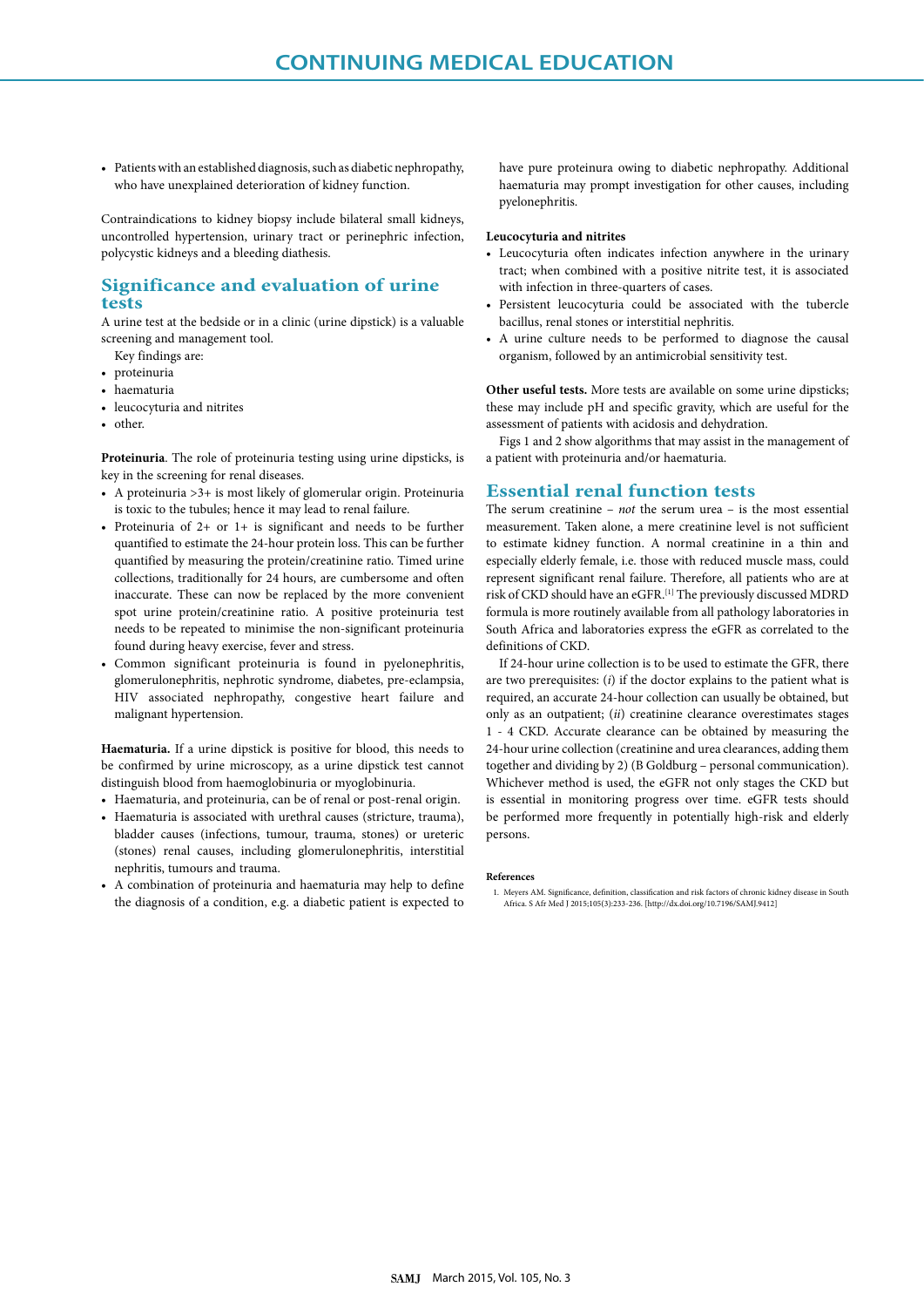- Patients with an established diagnosis, such as diabetic nephropathy, who have unexplained deterioration of kidney function.

Contraindications to kidney biopsy include bilateral small kidneys, uncontrolled hypertension, urinary tract or perinephric infection, polycystic kidneys and a bleeding diathesis.

## Significance and evaluation of urine tests

A urine test at the bedside or in a clinic (urine dipstick) is a valuable screening and management tool.

Key findings are:

- proteinuria
- haematuria
- leucocyturia and nitrites
- other.

**Proteinuria**. The role of proteinuria testing using urine dipsticks, is key in the screening for renal diseases.

- A proteinuria >3+ is most likely of glomerular origin. Proteinuria is toxic to the tubules; hence it may lead to renal failure.
- Proteinuria of 2+ or 1+ is significant and needs to be further quantified to estimate the 24-hour protein loss. This can be further quantified by measuring the protein/creatinine ratio. Timed urine collections, traditionally for 24 hours, are cumbersome and often inaccurate. These can now be replaced by the more convenient spot urine protein/creatinine ratio. A positive proteinuria test needs to be repeated to minimise the non-significant proteinuria found during heavy exercise, fever and stress.
- Common significant proteinuria is found in pyelonephritis, glomerulonephritis, nephrotic syndrome, diabetes, pre-eclampsia, HIV associated nephropathy, congestive heart failure and malignant hypertension.

**Haematuria.** If a urine dipstick is positive for blood, this needs to be confirmed by urine microscopy, as a urine dipstick test cannot distinguish blood from haemoglobinuria or myoglobinuria.

- Haematuria, and proteinuria, can be of renal or post-renal origin.
- Haematuria is associated with urethral causes (stricture, trauma), bladder causes (infections, tumour, trauma, stones) or ureteric (stones) renal causes, including glomerulonephritis, interstitial nephritis, tumours and trauma.
- A combination of proteinuria and haematuria may help to define the diagnosis of a condition, e.g. a diabetic patient is expected to have pure proteinura owing to diabetic nephropathy. Additional haematuria may prompt investigation for other causes, including pyelonephritis.

**Leucocyturia and nitrites**

- Leucocyturia often indicates infection anywhere in the urinary tract; when combined with a positive nitrite test, it is associated with infection in three-quarters of cases.
- Persistent leucocyturia could be associated with the tubercle bacillus, renal stones or interstitial nephritis.
- A urine culture needs to be performed to diagnose the causal organism, followed by an antimicrobial sensitivity test.

**Other useful tests.** More tests are available on some urine dipsticks; these may include pH and specific gravity, which are useful for the assessment of patients with acidosis and dehydration.

Figs 1 and 2 show algorithms that may assist in the management of a patient with proteinuria and/or haematuria.

## Essential renal function tests

The serum creatinine – *not* the serum urea – is the most essential measurement. Taken alone, a mere creatinine level is not sufficient to estimate kidney function. A normal creatinine in a thin and especially elderly female, i.e. those with reduced muscle mass, could represent significant renal failure. Therefore, all patients who are at risk of CKD should have an eGFR.[1] The previously discussed MDRD formula is more routinely available from all pathology laboratories in South Africa and laboratories express the eGFR as correlated to the definitions of CKD.

If 24-hour urine collection is to be used to estimate the GFR, there are two prerequisites: (*i*) if the doctor explains to the patient what is required, an accurate 24-hour collection can usually be obtained, but only as an outpatient; (*ii*) creatinine clearance overestimates stages 1 - 4 CKD. Accurate clearance can be obtained by measuring the 24-hour urine collection (creatinine and urea clearances, adding them together and dividing by 2) (B Goldburg – personal communication). Whichever method is used, the eGFR not only stages the CKD but is essential in monitoring progress over time. eGFR tests should be performed more frequently in potentially high-risk and elderly persons.

**References**

1. Meyers AM. Significance, definition, classification and risk factors of chronic kidney disease in South Africa. S Afr Med J 2015;105(3):233-236. [http://dx.doi.org/10.7196/SAMJ.9412]